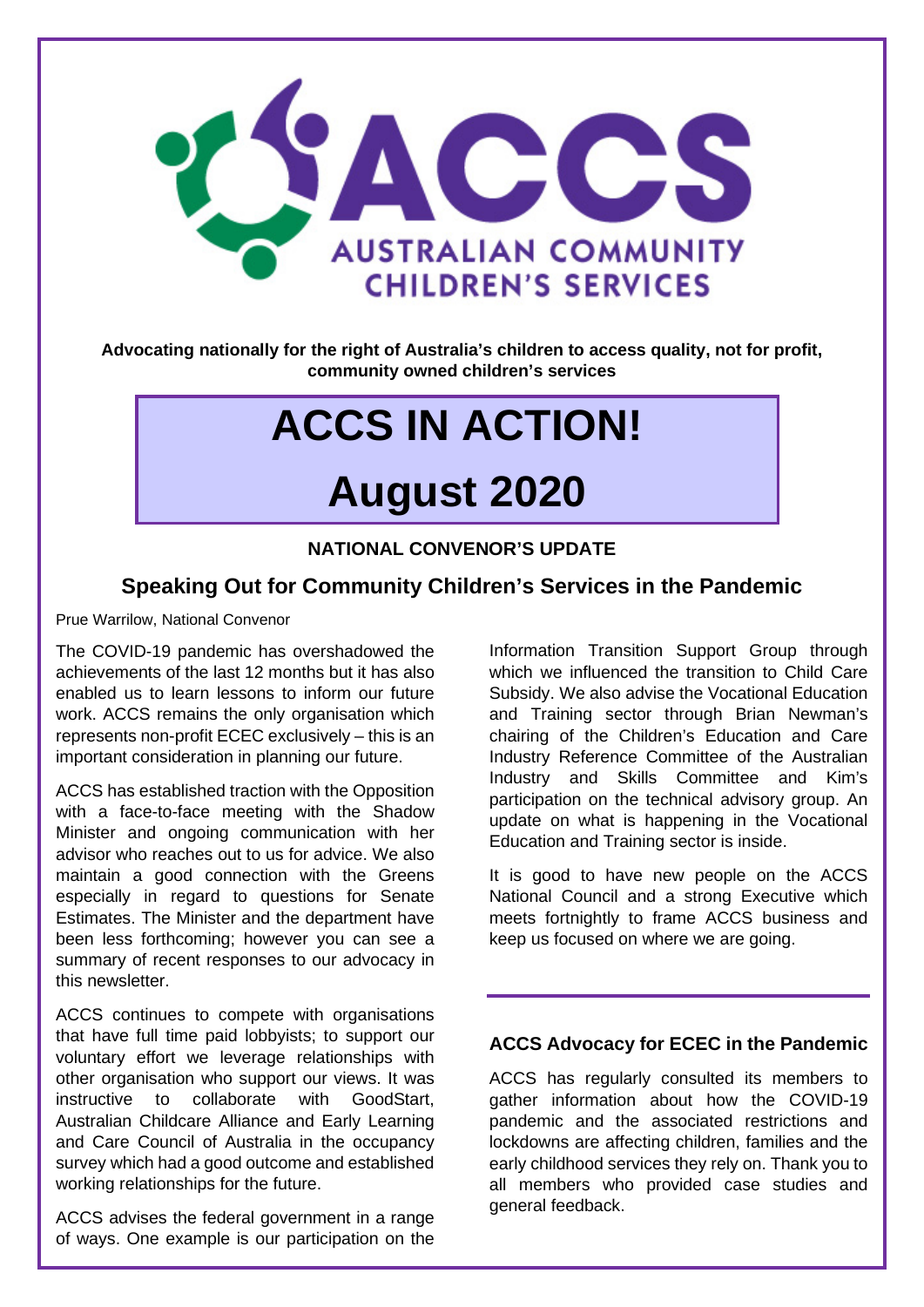ACCS

AUSTRALIAN COMMUNITY CHILDREN'S SERVICES

**Advocating nationally for the right of Australia's children to access quality, not for profit, community owned children's services**

# ACCS IN ACTION!

# August 2020

### NATIONAL CONVENOR'S UPDATE

## Speaking Out for Community Children's Services in the Pandemic

Prue Warrilow, National Convenor

The COVID-19 pandemic has overshadowed the achievements of the last 12 months but it has also enabled us to learn lessons to inform our future work. ACCS remains the only organisation which represents non-profit ECEC exclusively – this is an important consideration in planning our future.

ACCS has established traction with the Opposition with a face-to-face meeting with the Shadow Minister and ongoing communication with her advisor who reaches out to us for advice. We also maintain a good connection with the Greens especially in regard to questions for Senate Estimates. The Minister and the department have been less forthcoming; however you can see a summary of recent responses to our advocacy in this newsletter.

ACCS continues to compete with organisations that have full time paid lobbyists; to support our voluntary effort we leverage relationships with other organisation who support our views. It was instructive to collaborate with GoodStart, Australian Childcare Alliance and Early Learning and Care Council of Australia in the occupancy survey which had a good outcome and established working relationships for the future.

ACCS advises the federal government in a range of ways. One example is our participation on the Information Transition Support Group through which we influenced the transition to Child Care Subsidy. We also advise the Vocational Education and Training sector through Brian Newman's chairing of the Children's Education and Care Industry Reference Committee of the Australian Industry and Skills Committee and Kim's participation on the technical advisory group. An update on what is happening in the Vocational Education and Training sector is inside.

It is good to have new people on the ACCS National Council and a strong Executive which meets fortnightly to frame ACCS business and keep us focused on where we are going.

### ACCS Advocacy for ECEC in the Pandemic

ACCS has regularly consulted its members to gather information about how the COVID-19 pandemic and the associated restrictions and lockdowns are affecting children, families and the early childhood services they rely on. Thank you to all members who provided case studies and general feedback.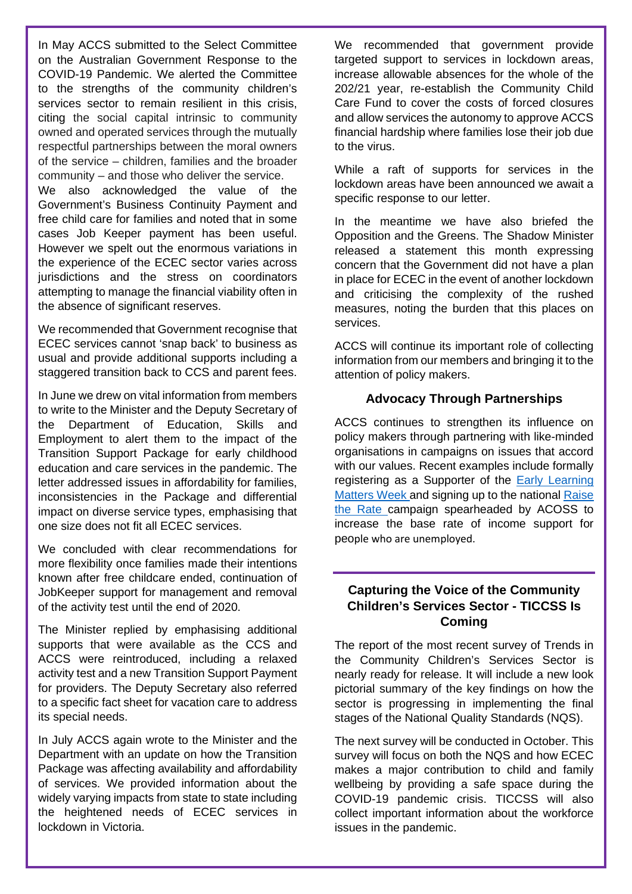In May ACCS submitted to the Select Committee on the Australian Government Response to the COVID-19 Pandemic. We alerted the Committee to the strengths of the community children's services sector to remain resilient in this crisis, citing the social capital intrinsic to community owned and operated services through the mutually respectful partnerships between the moral owners of the service – children, families and the broader community – and those who deliver the service.

We also acknowledged the value of the Government's Business Continuity Payment and free child care for families and noted that in some cases Job Keeper payment has been useful. However we spelt out the enormous variations in the experience of the ECEC sector varies across jurisdictions and the stress on coordinators attempting to manage the financial viability often in the absence of significant reserves.

We recommended that Government recognise that ECEC services cannot 'snap back' to business as usual and provide additional supports including a staggered transition back to CCS and parent fees.

In June we drew on vital information from members to write to the Minister and the Deputy Secretary of the Department of Education, Skills and Employment to alert them to the impact of the Transition Support Package for early childhood education and care services in the pandemic. The letter addressed issues in affordability for families, inconsistencies in the Package and differential impact on diverse service types, emphasising that one size does not fit all ECEC services.

We concluded with clear recommendations for more flexibility once families made their intentions known after free childcare ended, continuation of JobKeeper support for management and removal of the activity test until the end of 2020.

The Minister replied by emphasising additional supports that were available as the CCS and ACCS were reintroduced, including a relaxed activity test and a new Transition Support Payment for providers. The Deputy Secretary also referred to a specific fact sheet for vacation care to address its special needs.

In July ACCS again wrote to the Minister and the Department with an update on how the Transition Package was affecting availability and affordability of services. We provided information about the widely varying impacts from state to state including the heightened needs of ECEC services in lockdown in Victoria.

We recommended that government provide targeted support to services in lockdown areas, increase allowable absences for the whole of the 202/21 year, re-establish the Community Child Care Fund to cover the costs of forced closures and allow services the autonomy to approve ACCS financial hardship where families lose their job due to the virus.

While a raft of supports for services in the lockdown areas have been announced we await a specific response to our letter.

In the meantime we have also briefed the Opposition and the Greens. The Shadow Minister released a statement this month expressing concern that the Government did not have a plan in place for ECEC in the event of another lockdown and criticising the complexity of the rushed measures, noting the burden that this places on services.

ACCS will continue its important role of collecting information from our members and bringing it to the attention of policy makers.

### Advocacy Through Partnerships

ACCS continues to strengthen its influence on policy makers through partnering with like-minded organisations in campaigns on issues that accord with our values. Recent examples include formally registering as a Supporter of the Early Learning Matters Week and signing up to the national Raise the Rate campaign spearheaded by ACOSS to increase the base rate of income support for people who are unemployed.

### Capturing the Voice of the Community Children's Services Sector - TICCSS Is Coming

The report of the most recent survey of Trends in the Community Children's Services Sector is nearly ready for release. It will include a new look pictorial summary of the key findings on how the sector is progressing in implementing the final stages of the National Quality Standards (NQS).

The next survey will be conducted in October. This survey will focus on both the NQS and how ECEC makes a major contribution to child and family wellbeing by providing a safe space during the COVID-19 pandemic crisis. TICCSS will also collect important information about the workforce issues in the pandemic.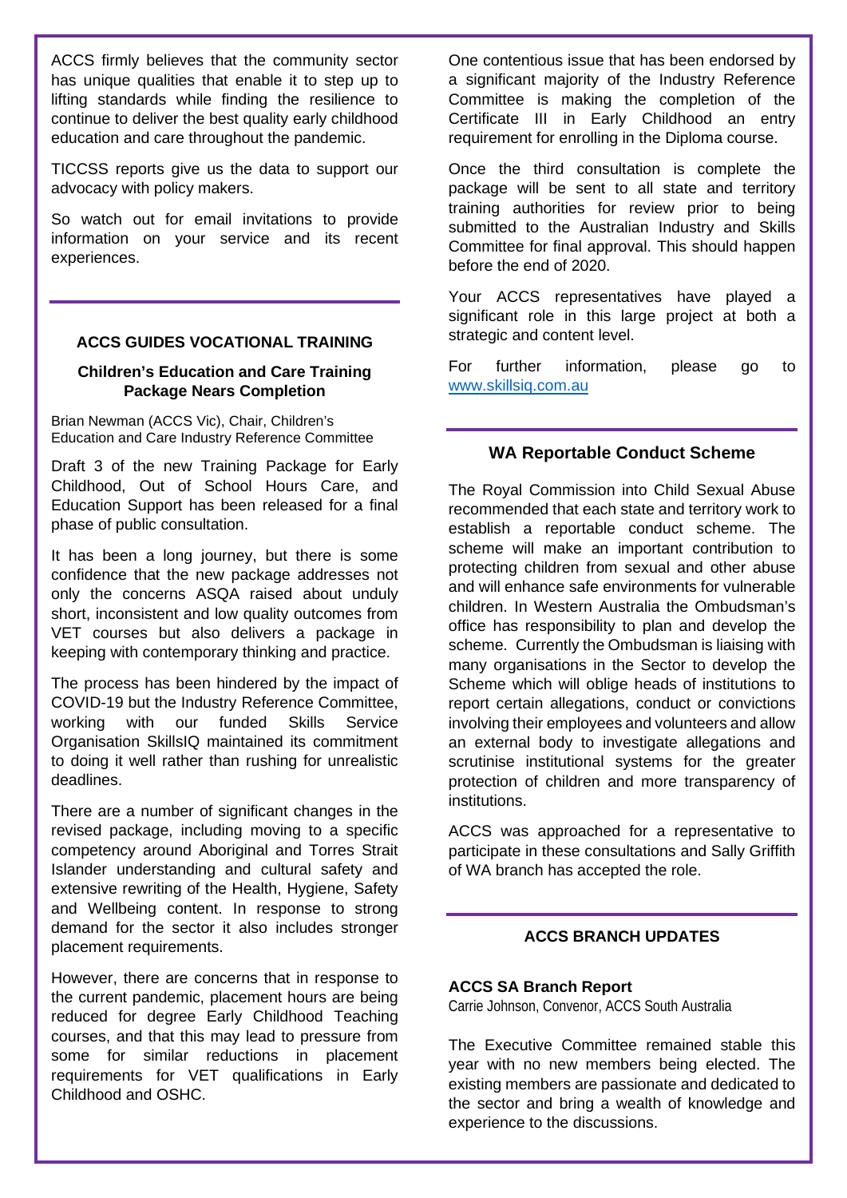ACCS firmly believes that the community sector has unique qualities that enable it to step up to lifting standards while finding the resilience to continue to deliver the best quality early childhood education and care throughout the pandemic.

TICCSS reports give us the data to support our advocacy with policy makers.

So watch out for email invitations to provide information on your service and its recent experiences.

## ACCS GUIDES VOCATIONAL TRAINING

### Children's Education and Care Training Package Nears Completion

Brian Newman (ACCS Vic), Chair, Children's Education and Care Industry Reference Committee

Draft 3 of the new Training Package for Early Childhood, Out of School Hours Care, and Education Support has been released for a final phase of public consultation.

It has been a long journey, but there is some confidence that the new package addresses not only the concerns ASQA raised about unduly short, inconsistent and low quality outcomes from VET courses but also delivers a package in keeping with contemporary thinking and practice.

The process has been hindered by the impact of COVID-19 but the Industry Reference Committee, working with our funded Skills Service Organisation SkillsIQ maintained its commitment to doing it well rather than rushing for unrealistic deadlines.

There are a number of significant changes in the revised package, including moving to a specific competency around Aboriginal and Torres Strait Islander understanding and cultural safety and extensive rewriting of the Health, Hygiene, Safety and Wellbeing content. In response to strong demand for the sector it also includes stronger placement requirements.

However, there are concerns that in response to the current pandemic, placement hours are being reduced for degree Early Childhood Teaching courses, and that this may lead to pressure from some for similar reductions in placement requirements for VET qualifications in Early Childhood and OSHC.

One contentious issue that has been endorsed by a significant majority of the Industry Reference Committee is making the completion of the Certificate III in Early Childhood an entry requirement for enrolling in the Diploma course.

Once the third consultation is complete the package will be sent to all state and territory training authorities for review prior to being submitted to the Australian Industry and Skills Committee for final approval. This should happen before the end of 2020.

Your ACCS representatives have played a significant role in this large project at both a strategic and content level.

For further information, please go to www.skillsiq.com.au

## WA Reportable Conduct Scheme

The Royal Commission into Child Sexual Abuse recommended that each state and territory work to establish a reportable conduct scheme. The scheme will make an important contribution to protecting children from sexual and other abuse and will enhance safe environments for vulnerable children. In Western Australia the Ombudsman's office has responsibility to plan and develop the scheme. Currently the Ombudsman is liaising with many organisations in the Sector to develop the Scheme which will oblige heads of institutions to report certain allegations, conduct or convictions involving their employees and volunteers and allow an external body to investigate allegations and scrutinise institutional systems for the greater protection of children and more transparency of institutions.

ACCS was approached for a representative to participate in these consultations and Sally Griffith of WA branch has accepted the role.

## ACCS BRANCH UPDATES

### ACCS SA Branch Report

Carrie Johnson, Convenor, ACCS South Australia

The Executive Committee remained stable this year with no new members being elected. The existing members are passionate and dedicated to the sector and bring a wealth of knowledge and experience to the discussions.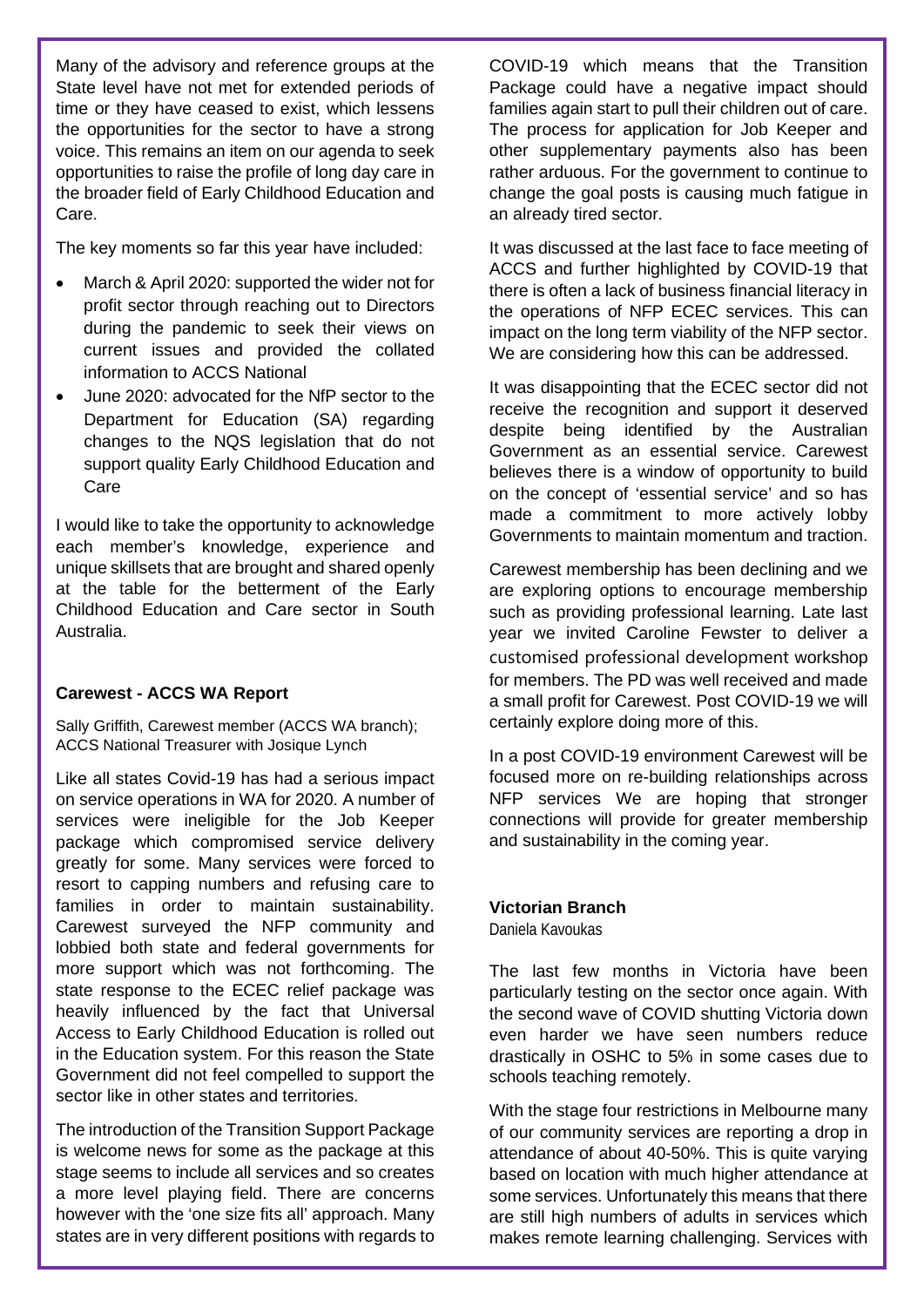Many of the advisory and reference groups at the State level have not met for extended periods of time or they have ceased to exist, which lessens the opportunities for the sector to have a strong voice. This remains an item on our agenda to seek opportunities to raise the profile of long day care in the broader field of Early Childhood Education and Care.

The key moments so far this year have included:

- March & April 2020: supported the wider not for profit sector through reaching out to Directors during the pandemic to seek their views on current issues and provided the collated information to ACCS National
- June 2020: advocated for the NfP sector to the Department for Education (SA) regarding changes to the NQS legislation that do not support quality Early Childhood Education and Care

I would like to take the opportunity to acknowledge each member's knowledge, experience and unique skillsets that are brought and shared openly at the table for the betterment of the Early Childhood Education and Care sector in South Australia.

### Carewest - ACCS WA Report

Sally Griffith, Carewest member (ACCS WA branch); ACCS National Treasurer with Josique Lynch

Like all states Covid-19 has had a serious impact on service operations in WA for 2020. A number of services were ineligible for the Job Keeper package which compromised service delivery greatly for some. Many services were forced to resort to capping numbers and refusing care to families in order to maintain sustainability. Carewest surveyed the NFP community and lobbied both state and federal governments for more support which was not forthcoming. The state response to the ECEC relief package was heavily influenced by the fact that Universal Access to Early Childhood Education is rolled out in the Education system. For this reason the State Government did not feel compelled to support the sector like in other states and territories.

The introduction of the Transition Support Package is welcome news for some as the package at this stage seems to include all services and so creates a more level playing field. There are concerns however with the 'one size fits all' approach. Many states are in very different positions with regards to COVID-19 which means that the Transition Package could have a negative impact should families again start to pull their children out of care. The process for application for Job Keeper and other supplementary payments also has been rather arduous. For the government to continue to change the goal posts is causing much fatigue in an already tired sector.

It was discussed at the last face to face meeting of ACCS and further highlighted by COVID-19 that there is often a lack of business financial literacy in the operations of NFP ECEC services. This can impact on the long term viability of the NFP sector. We are considering how this can be addressed.

It was disappointing that the ECEC sector did not receive the recognition and support it deserved despite being identified by the Australian Government as an essential service. Carewest believes there is a window of opportunity to build on the concept of 'essential service' and so has made a commitment to more actively lobby Governments to maintain momentum and traction.

Carewest membership has been declining and we are exploring options to encourage membership such as providing professional learning. Late last year we invited Caroline Fewster to deliver a customised professional development workshop for members. The PD was well received and made a small profit for Carewest. Post COVID-19 we will certainly explore doing more of this.

In a post COVID-19 environment Carewest will be focused more on re-building relationships across NFP services We are hoping that stronger connections will provide for greater membership and sustainability in the coming year.

### Victorian Branch

Daniela Kavoukas

The last few months in Victoria have been particularly testing on the sector once again. With the second wave of COVID shutting Victoria down even harder we have seen numbers reduce drastically in OSHC to 5% in some cases due to schools teaching remotely.

With the stage four restrictions in Melbourne many of our community services are reporting a drop in attendance of about 40-50%. This is quite varying based on location with much higher attendance at some services. Unfortunately this means that there are still high numbers of adults in services which makes remote learning challenging. Services with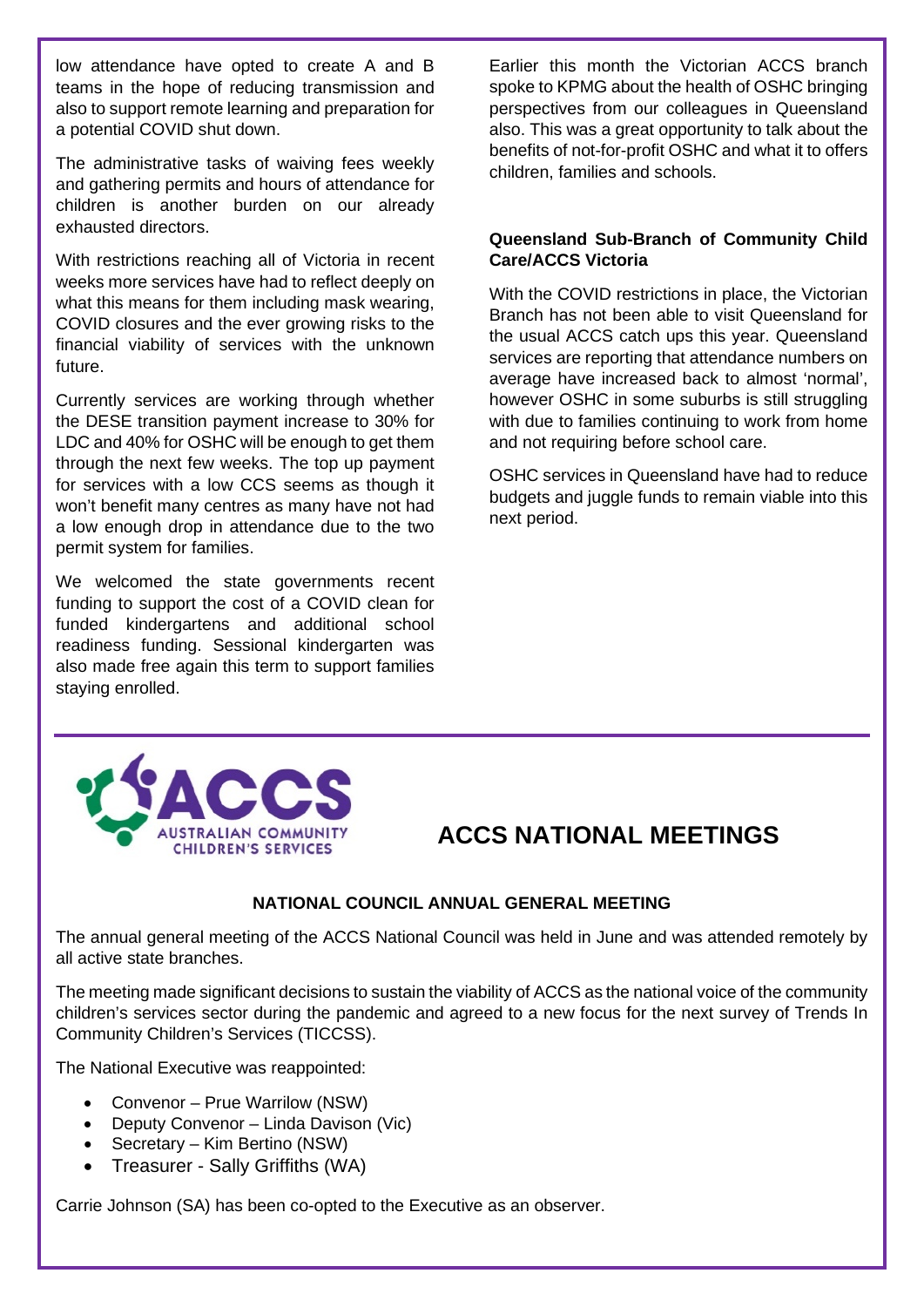low attendance have opted to create A and B teams in the hope of reducing transmission and also to support remote learning and preparation for a potential COVID shut down.

The administrative tasks of waiving fees weekly and gathering permits and hours of attendance for children is another burden on our already exhausted directors.

With restrictions reaching all of Victoria in recent weeks more services have had to reflect deeply on what this means for them including mask wearing, COVID closures and the ever growing risks to the financial viability of services with the unknown future.

Currently services are working through whether the DESE transition payment increase to 30% for LDC and 40% for OSHC will be enough to get them through the next few weeks. The top up payment for services with a low CCS seems as though it won't benefit many centres as many have not had a low enough drop in attendance due to the two permit system for families.

We welcomed the state governments recent funding to support the cost of a COVID clean for funded kindergartens and additional school readiness funding. Sessional kindergarten was also made free again this term to support families staying enrolled.

Earlier this month the Victorian ACCS branch spoke to KPMG about the health of OSHC bringing perspectives from our colleagues in Queensland also. This was a great opportunity to talk about the benefits of not-for-profit OSHC and what it to offers children, families and schools.

**Queensland Sub-Branch of Community Child Care/ACCS Victoria**

With the COVID restrictions in place, the Victorian Branch has not been able to visit Queensland for the usual ACCS catch ups this year. Queensland services are reporting that attendance numbers on average have increased back to almost 'normal', however OSHC in some suburbs is still struggling with due to families continuing to work from home and not requiring before school care.

OSHC services in Queensland have had to reduce budgets and juggle funds to remain viable into this next period.

ACCS AUSTRALIAN COMMUNITY CHILDREN'S SERVICES

## ACCS NATIONAL MEETINGS

### NATIONAL COUNCIL ANNUAL GENERAL MEETING

The annual general meeting of the ACCS National Council was held in June and was attended remotely by all active state branches.

The meeting made significant decisions to sustain the viability of ACCS as the national voice of the community children's services sector during the pandemic and agreed to a new focus for the next survey of Trends In Community Children's Services (TICCSS).

The National Executive was reappointed:

- Convenor – Prue Warrilow (NSW)
- Deputy Convenor – Linda Davison (Vic)
- Secretary – Kim Bertino (NSW)
- Treasurer - Sally Griffiths (WA)

Carrie Johnson (SA) has been co-opted to the Executive as an observer.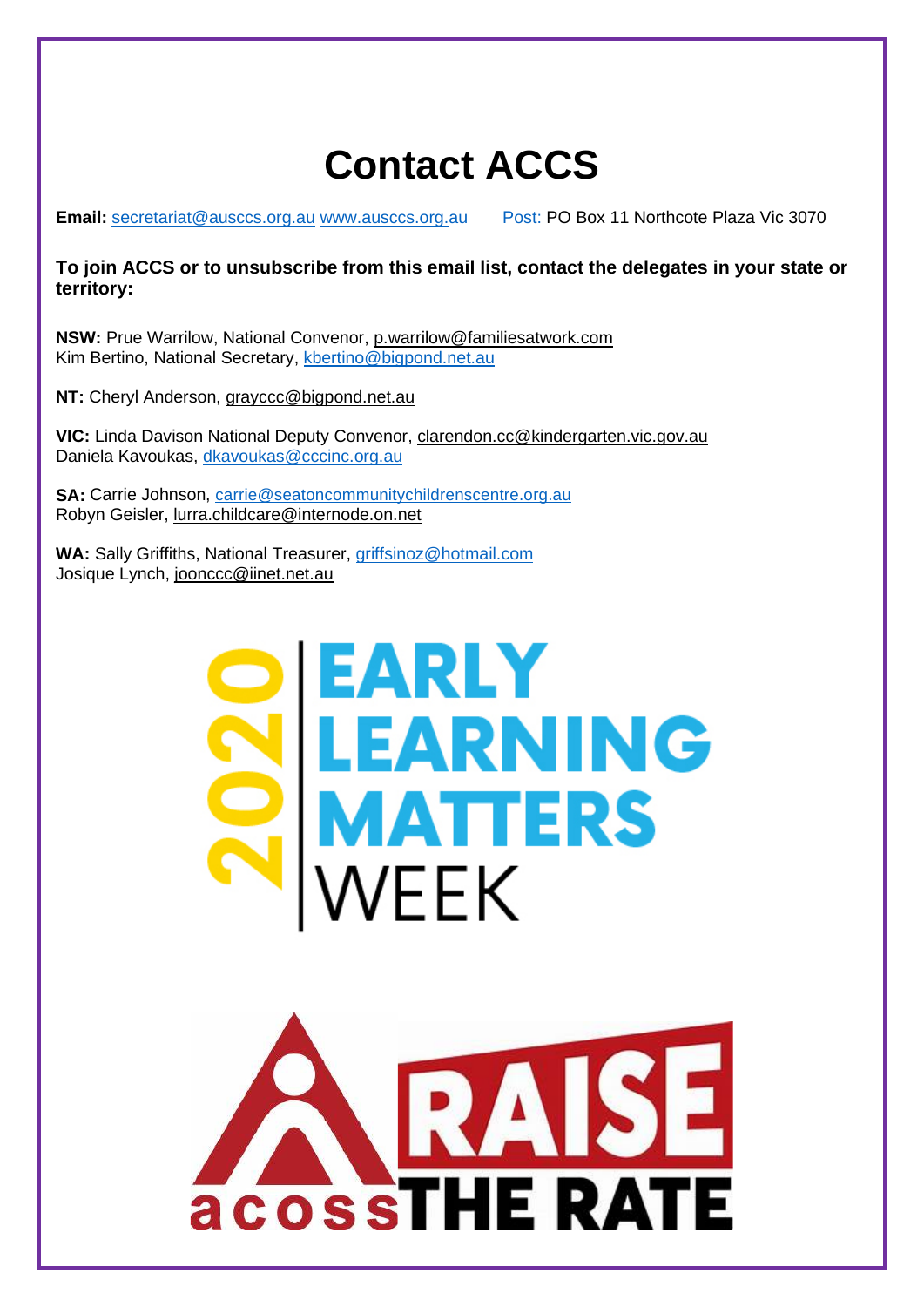# Contact ACCS

**Email:** secretariat@ausccs.org.au www.ausccs.org.au Post: PO Box 11 Northcote Plaza Vic 3070

**To join ACCS or to unsubscribe from this email list, contact the delegates in your state or territory:**

**NSW:** Prue Warrilow, National Convenor, p.warrilow@familiesatwork.com
Kim Bertino, National Secretary, kbertino@bigpond.net.au

**NT:** Cheryl Anderson, grayccc@bigpond.net.au

**VIC:** Linda Davison National Deputy Convenor, clarendon.cc@kindergarten.vic.gov.au
Daniela Kavoukas, dkavoukas@cccinc.org.au

**SA:** Carrie Johnson, carrie@seatoncommunitychildrenscentre.org.au
Robyn Geisler, lurra.childcare@internode.on.net

**WA:** Sally Griffiths, National Treasurer, griffsinoz@hotmail.com
Josique Lynch, joonccc@iinet.net.au

2020 EARLY LEARNING MATTERS WEEK

acoss RAISE THE RATE